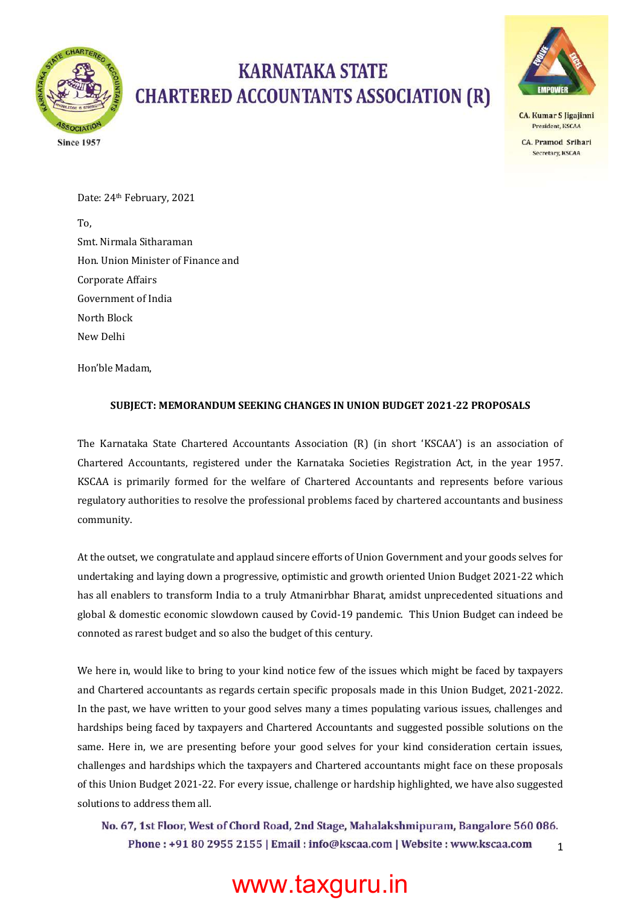# KARNATAKA STATE CHARTERED ACCOUNTANTS ASSOCIATION (R)

Since 1957

CA. Kumar S Jigajinni
President, KSCAA

CA. Pramod Srihari
Secretary, KSCAA

Date: 24th February, 2021

To,
Smt. Nirmala Sitharaman
Hon. Union Minister of Finance and
Corporate Affairs
Government of India
North Block
New Delhi

Hon'ble Madam,

**SUBJECT: MEMORANDUM SEEKING CHANGES IN UNION BUDGET 2021-22 PROPOSALS**

The Karnataka State Chartered Accountants Association (R) (in short 'KSCAA') is an association of Chartered Accountants, registered under the Karnataka Societies Registration Act, in the year 1957. KSCAA is primarily formed for the welfare of Chartered Accountants and represents before various regulatory authorities to resolve the professional problems faced by chartered accountants and business community.

At the outset, we congratulate and applaud sincere efforts of Union Government and your goods selves for undertaking and laying down a progressive, optimistic and growth oriented Union Budget 2021-22 which has all enablers to transform India to a truly Atmanirbhar Bharat, amidst unprecedented situations and global & domestic economic slowdown caused by Covid-19 pandemic. This Union Budget can indeed be connoted as rarest budget and so also the budget of this century.

We here in, would like to bring to your kind notice few of the issues which might be faced by taxpayers and Chartered accountants as regards certain specific proposals made in this Union Budget, 2021-2022. In the past, we have written to your good selves many a times populating various issues, challenges and hardships being faced by taxpayers and Chartered Accountants and suggested possible solutions on the same. Here in, we are presenting before your good selves for your kind consideration certain issues, challenges and hardships which the taxpayers and Chartered accountants might face on these proposals of this Union Budget 2021-22. For every issue, challenge or hardship highlighted, we have also suggested solutions to address them all.

No. 67, 1st Floor, West of Chord Road, 2nd Stage, Mahalakshmipuram, Bangalore 560 086.
Phone : +91 80 2955 2155 | Email : info@kscaa.com | Website : www.kscaa.com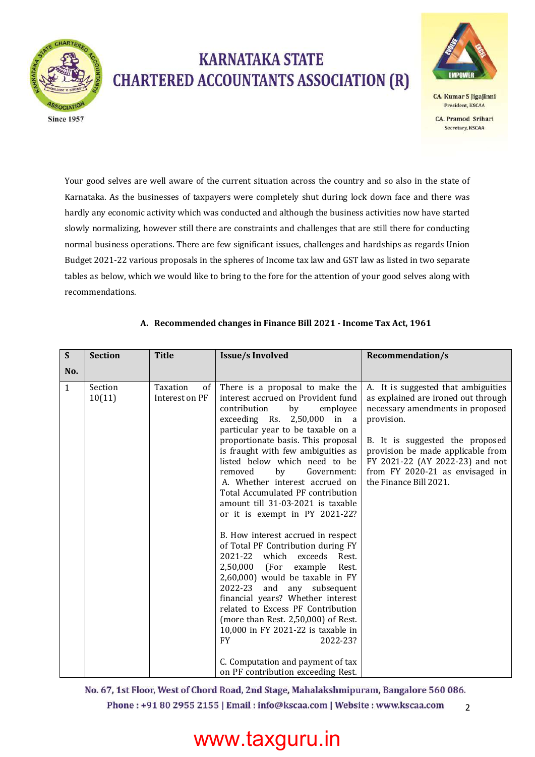# KARNATAKA STATE CHARTERED ACCOUNTANTS ASSOCIATION (R)

Since 1957

CA. Kumar S Jigajinni
President, KSCAA

CA. Pramod Srihari
Secretary, KSCAA

Your good selves are well aware of the current situation across the country and so also in the state of Karnataka. As the businesses of taxpayers were completely shut during lock down face and there was hardly any economic activity which was conducted and although the business activities now have started slowly normalizing, however still there are constraints and challenges that are still there for conducting normal business operations. There are few significant issues, challenges and hardships as regards Union Budget 2021-22 various proposals in the spheres of Income tax law and GST law as listed in two separate tables as below, which we would like to bring to the fore for the attention of your good selves along with recommendations.

### A. Recommended changes in Finance Bill 2021 - Income Tax Act, 1961

| S No. | Section | Title | Issue/s Involved | Recommendation/s |
|---|---|---|---|---|
| 1 | Section 10(11) | Taxation of Interest on PF | There is a proposal to make the interest accrued on Provident fund contribution by employee exceeding Rs. 2,50,000 in a particular year to be taxable on a proportionate basis. This proposal is fraught with few ambiguities as listed below which need to be removed by Government:<br>A. Whether interest accrued on Total Accumulated PF contribution amount till 31-03-2021 is taxable or it is exempt in PY 2021-22?<br><br>B. How interest accrued in respect of Total PF Contribution during FY 2021-22 which exceeds Rest. 2,50,000 (For example Rest. 2,60,000) would be taxable in FY 2022-23 and any subsequent financial years? Whether interest related to Excess PF Contribution (more than Rest. 2,50,000) of Rest. 10,000 in FY 2021-22 is taxable in FY 2022-23?<br><br>C. Computation and payment of tax on PF contribution exceeding Rest. | A. It is suggested that ambiguities as explained are ironed out through necessary amendments in proposed provision.<br><br>B. It is suggested the proposed provision be made applicable from FY 2021-22 (AY 2022-23) and not from FY 2020-21 as envisaged in the Finance Bill 2021. |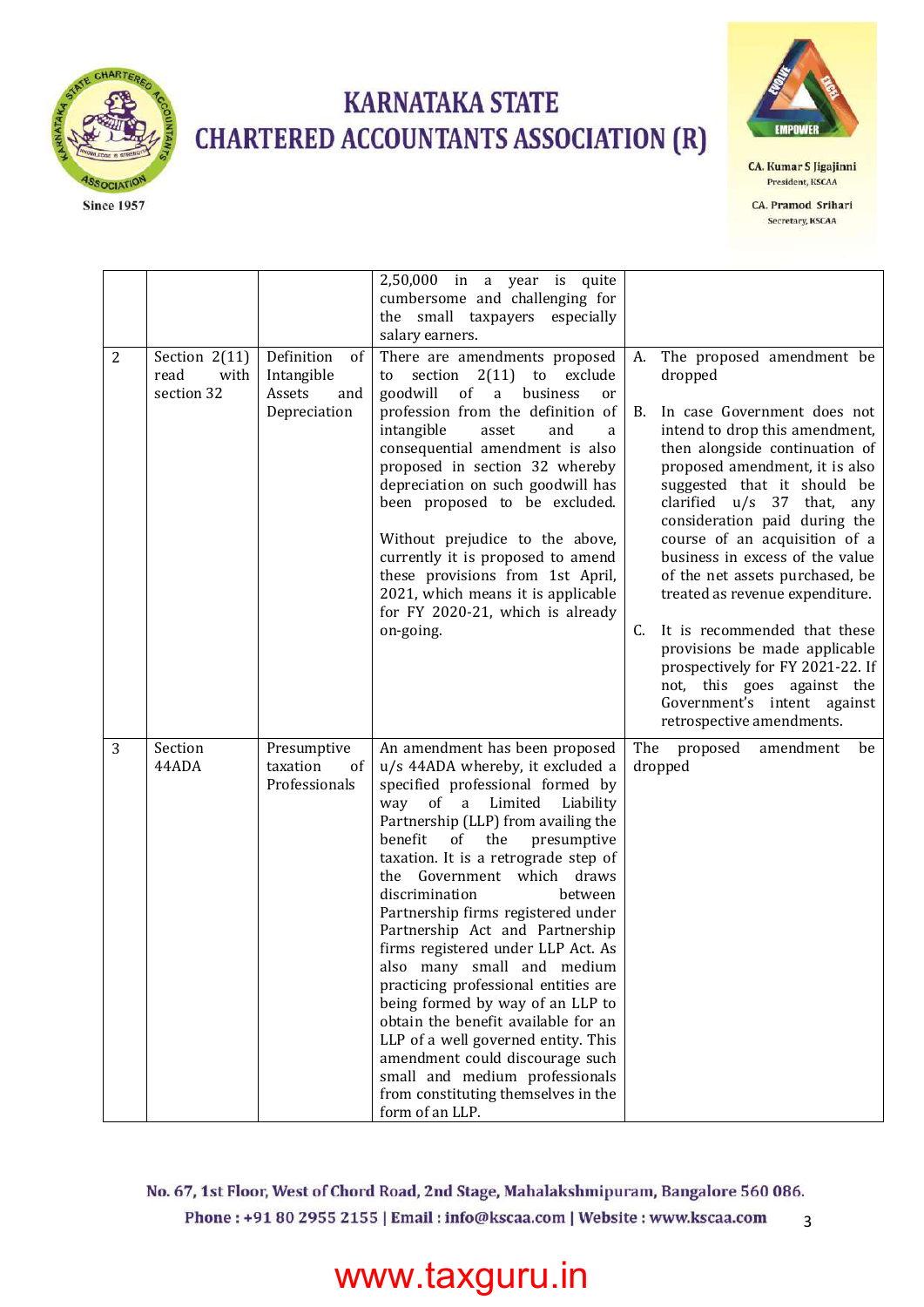| | | | | |
|---|---|---|---|---|
| | | | 2,50,000 in a year is quite cumbersome and challenging for the small taxpayers especially salary earners. | |
| 2 | Section 2(11) read with section 32 | Definition of Intangible Assets and Depreciation | There are amendments proposed to section 2(11) to exclude goodwill of a business or profession from the definition of intangible asset and a consequential amendment is also proposed in section 32 whereby depreciation on such goodwill has been proposed to be excluded.<br><br>Without prejudice to the above, currently it is proposed to amend these provisions from 1st April, 2021, which means it is applicable for FY 2020-21, which is already on-going. | A. The proposed amendment be dropped<br><br>B. In case Government does not intend to drop this amendment, then alongside continuation of proposed amendment, it is also suggested that it should be clarified u/s 37 that, any consideration paid during the course of an acquisition of a business in excess of the value of the net assets purchased, be treated as revenue expenditure.<br><br>C. It is recommended that these provisions be made applicable prospectively for FY 2021-22. If not, this goes against the Government's intent against retrospective amendments. |
| 3 | Section 44ADA | Presumptive taxation of Professionals | An amendment has been proposed u/s 44ADA whereby, it excluded a specified professional formed by way of a Limited Liability Partnership (LLP) from availing the benefit of the presumptive taxation. It is a retrograde step of the Government which draws discrimination between Partnership firms registered under Partnership Act and Partnership firms registered under LLP Act. As also many small and medium practicing professional entities are being formed by way of an LLP to obtain the benefit available for an LLP of a well governed entity. This amendment could discourage such small and medium professionals from constituting themselves in the form of an LLP. | The proposed amendment be dropped |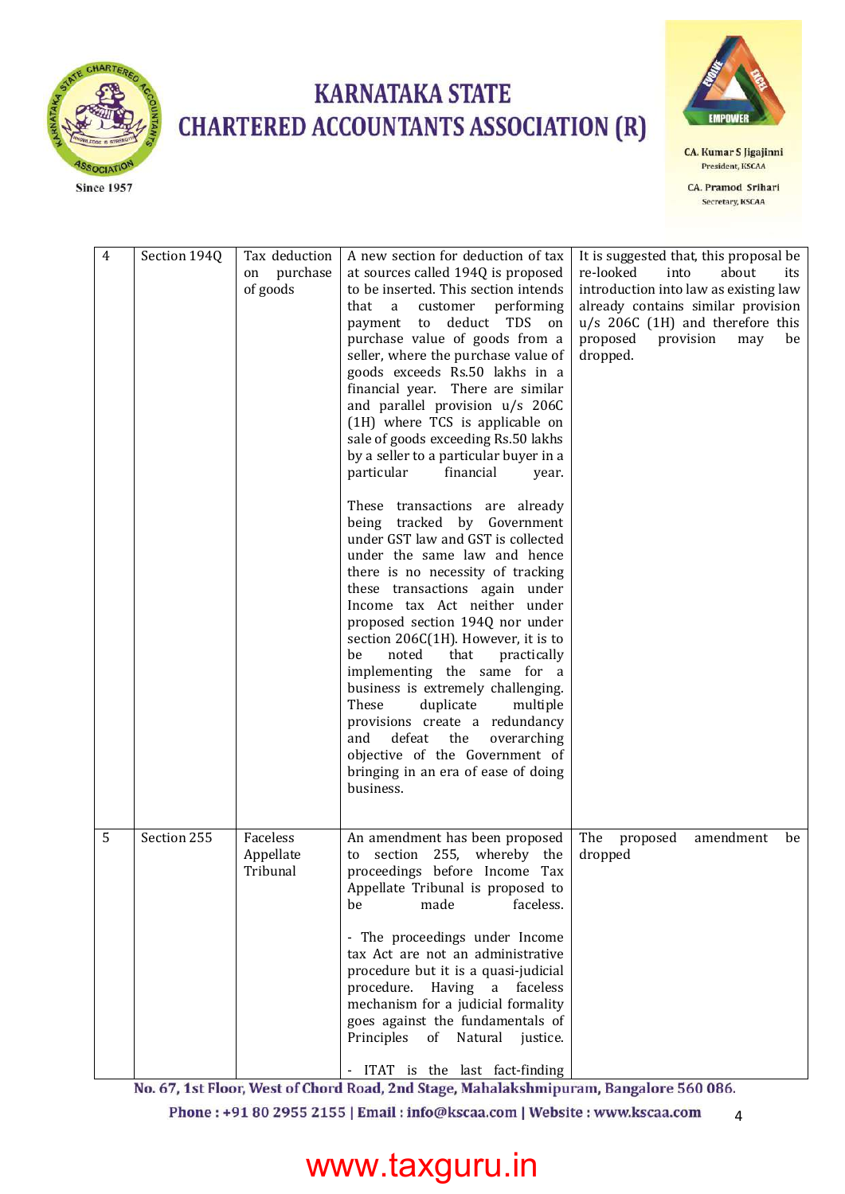| | | | | |
|---|---|---|---|---|
| 4 | Section 194Q | Tax deduction on purchase of goods | A new section for deduction of tax at sources called 194Q is proposed to be inserted. This section intends that a customer performing payment to deduct TDS on purchase value of goods from a seller, where the purchase value of goods exceeds Rs.50 lakhs in a financial year. There are similar and parallel provision u/s 206C (1H) where TCS is applicable on sale of goods exceeding Rs.50 lakhs by a seller to a particular buyer in a particular financial year.<br><br>These transactions are already being tracked by Government under GST law and GST is collected under the same law and hence there is no necessity of tracking these transactions again under Income tax Act neither under proposed section 194Q nor under section 206C(1H). However, it is to be noted that practically implementing the same for a business is extremely challenging. These duplicate multiple provisions create a redundancy and defeat the overarching objective of the Government of bringing in an era of ease of doing business. | It is suggested that, this proposal be re-looked into about its introduction into law as existing law already contains similar provision u/s 206C (1H) and therefore this proposed provision may be dropped. |
| 5 | Section 255 | Faceless Appellate Tribunal | An amendment has been proposed to section 255, whereby the proceedings before Income Tax Appellate Tribunal is proposed to be made faceless.<br><br>- The proceedings under Income tax Act are not an administrative procedure but it is a quasi-judicial procedure. Having a faceless mechanism for a judicial formality goes against the fundamentals of Principles of Natural justice.<br><br>- ITAT is the last fact-finding | The proposed amendment be dropped |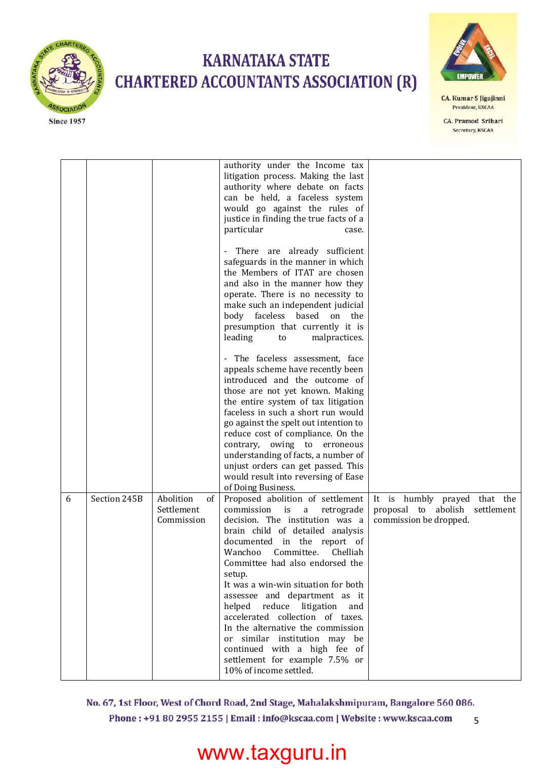| | | | | |
|---|---|---|---|---|
| | | | authority under the Income tax litigation process. Making the last authority where debate on facts can be held, a faceless system would go against the rules of justice in finding the true facts of a particular case.<br><br>- There are already sufficient safeguards in the manner in which the Members of ITAT are chosen and also in the manner how they operate. There is no necessity to make such an independent judicial body faceless based on the presumption that currently it is leading to malpractices.<br><br>- The faceless assessment, face appeals scheme have recently been introduced and the outcome of those are not yet known. Making the entire system of tax litigation faceless in such a short run would go against the spelt out intention to reduce cost of compliance. On the contrary, owing to erroneous understanding of facts, a number of unjust orders can get passed. This would result into reversing of Ease of Doing Business. | |
| 6 | Section 245B | Abolition of Settlement Commission | Proposed abolition of settlement commission is a retrograde decision. The institution was a brain child of detailed analysis documented in the report of Wanchoo Committee. Chelliah Committee had also endorsed the setup.<br>It was a win-win situation for both assessee and department as it helped reduce litigation and accelerated collection of taxes.<br>In the alternative the commission or similar institution may be continued with a high fee of settlement for example 7.5% or 10% of income settled. | It is humbly prayed that the proposal to abolish settlement commission be dropped. |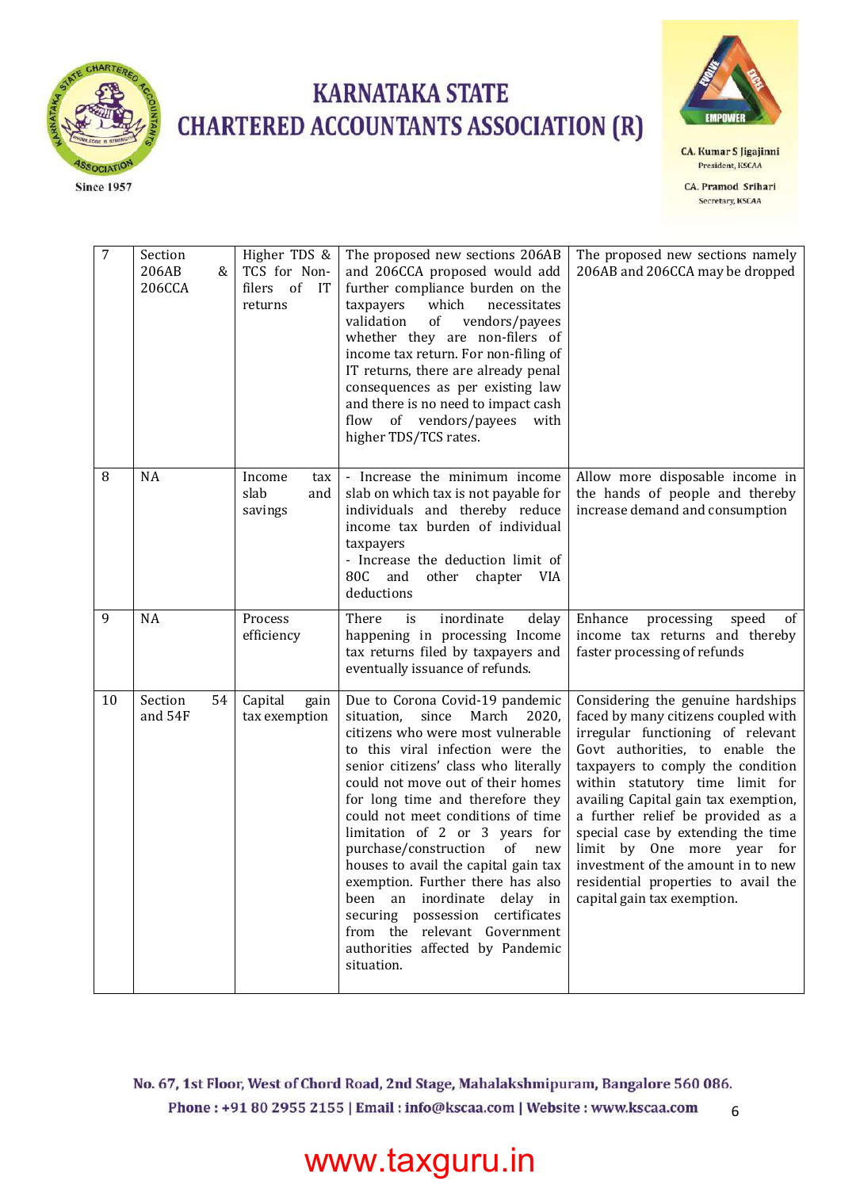| | | | | |
|---|---|---|---|---|
| 7 | Section 206AB & 206CCA | Higher TDS & TCS for Non-filers of IT returns | The proposed new sections 206AB and 206CCA proposed would add further compliance burden on the taxpayers which necessitates validation of vendors/payees whether they are non-filers of income tax return. For non-filing of IT returns, there are already penal consequences as per existing law and there is no need to impact cash flow of vendors/payees with higher TDS/TCS rates. | The proposed new sections namely 206AB and 206CCA may be dropped |
| 8 | NA | Income tax slab and savings | - Increase the minimum income slab on which tax is not payable for individuals and thereby reduce income tax burden of individual taxpayers<br>- Increase the deduction limit of 80C and other chapter VIA deductions | Allow more disposable income in the hands of people and thereby increase demand and consumption |
| 9 | NA | Process efficiency | There is inordinate delay happening in processing Income tax returns filed by taxpayers and eventually issuance of refunds. | Enhance processing speed of income tax returns and thereby faster processing of refunds |
| 10 | Section 54 and 54F | Capital gain tax exemption | Due to Corona Covid-19 pandemic situation, since March 2020, citizens who were most vulnerable to this viral infection were the senior citizens' class who literally could not move out of their homes for long time and therefore they could not meet conditions of time limitation of 2 or 3 years for purchase/construction of new houses to avail the capital gain tax exemption. Further there has also been an inordinate delay in securing possession certificates from the relevant Government authorities affected by Pandemic situation. | Considering the genuine hardships faced by many citizens coupled with irregular functioning of relevant Govt authorities, to enable the taxpayers to comply the condition within statutory time limit for availing Capital gain tax exemption, a further relief be provided as a special case by extending the time limit by One more year for investment of the amount in to new residential properties to avail the capital gain tax exemption. |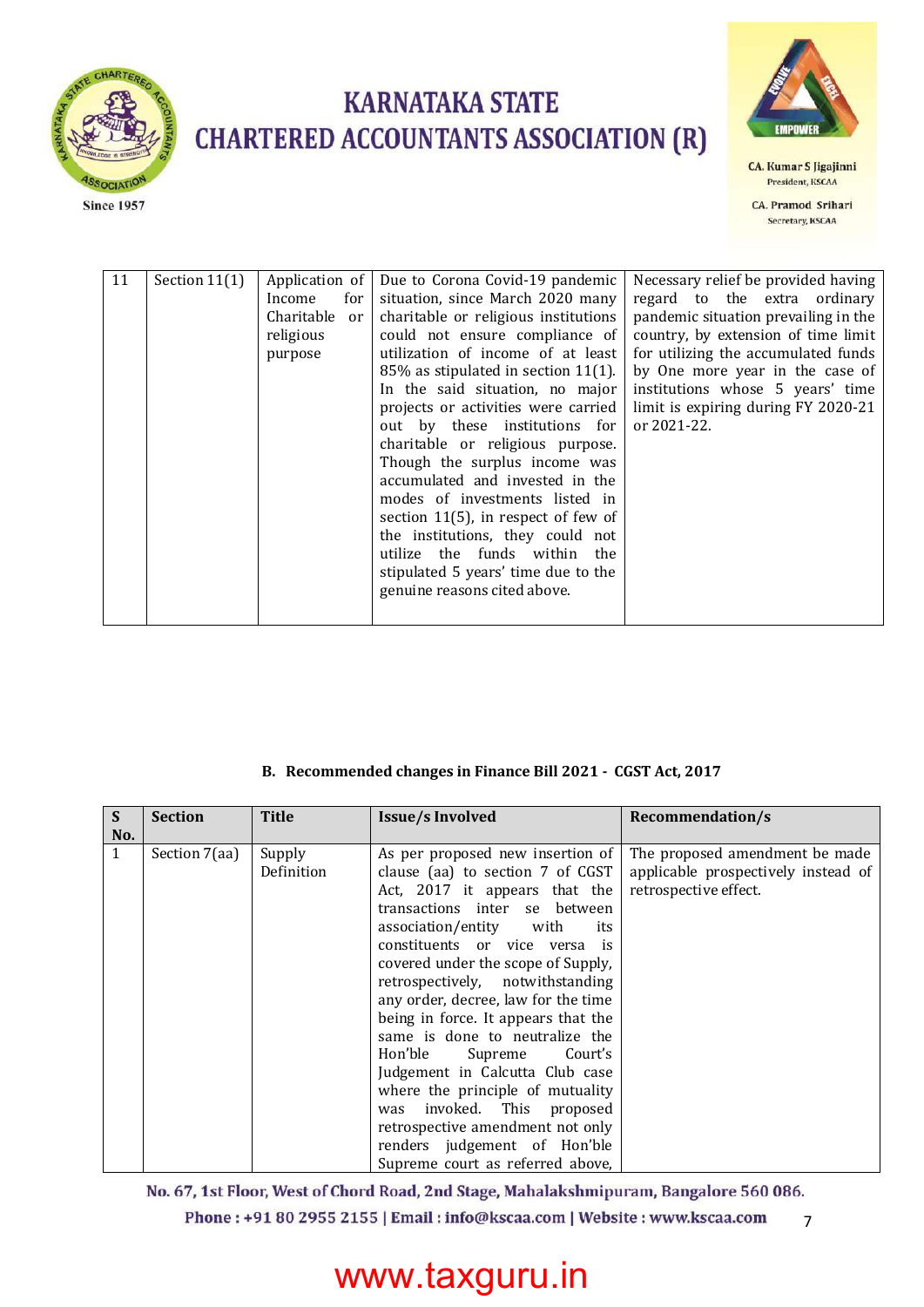| | | | | |
|---|---|---|---|---|
| 11 | Section 11(1) | Application of Income for Charitable or religious purpose | Due to Corona Covid-19 pandemic situation, since March 2020 many charitable or religious institutions could not ensure compliance of utilization of income of at least 85% as stipulated in section 11(1). In the said situation, no major projects or activities were carried out by these institutions for charitable or religious purpose. Though the surplus income was accumulated and invested in the modes of investments listed in section 11(5), in respect of few of the institutions, they could not utilize the funds within the stipulated 5 years' time due to the genuine reasons cited above. | Necessary relief be provided having regard to the extra ordinary pandemic situation prevailing in the country, by extension of time limit for utilizing the accumulated funds by One more year in the case of institutions whose 5 years' time limit is expiring during FY 2020-21 or 2021-22. |

### B. Recommended changes in Finance Bill 2021 - CGST Act, 2017

| S No. | Section | Title | Issue/s Involved | Recommendation/s |
|---|---|---|---|---|
| 1 | Section 7(aa) | Supply Definition | As per proposed new insertion of clause (aa) to section 7 of CGST Act, 2017 it appears that the transactions inter se between association/entity with its constituents or vice versa is covered under the scope of Supply, retrospectively, notwithstanding any order, decree, law for the time being in force. It appears that the same is done to neutralize the Hon'ble Supreme Court's Judgement in Calcutta Club case where the principle of mutuality was invoked. This proposed retrospective amendment not only renders judgement of Hon'ble Supreme court as referred above, | The proposed amendment be made applicable prospectively instead of retrospective effect. |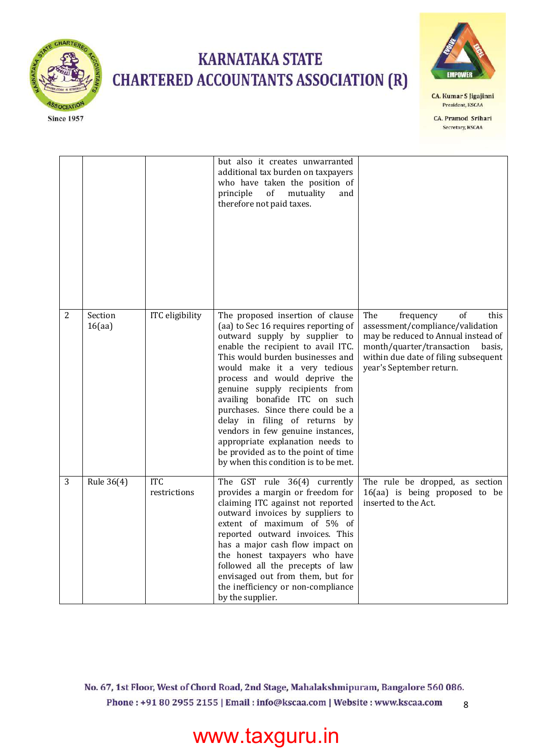| | | | | |
|---|---|---|---|---|
| | | | but also it creates unwarranted additional tax burden on taxpayers who have taken the position of principle of mutuality and therefore not paid taxes. | |
| 2 | Section 16(aa) | ITC eligibility | The proposed insertion of clause (aa) to Sec 16 requires reporting of outward supply by supplier to enable the recipient to avail ITC. This would burden businesses and would make it a very tedious process and would deprive the genuine supply recipients from availing bonafide ITC on such purchases. Since there could be a delay in filing of returns by vendors in few genuine instances, appropriate explanation needs to be provided as to the point of time by when this condition is to be met. | The frequency of this assessment/compliance/validation may be reduced to Annual instead of month/quarter/transaction basis, within due date of filing subsequent year's September return. |
| 3 | Rule 36(4) | ITC restrictions | The GST rule 36(4) currently provides a margin or freedom for claiming ITC against not reported outward invoices by suppliers to extent of maximum of 5% of reported outward invoices. This has a major cash flow impact on the honest taxpayers who have followed all the precepts of law envisaged out from them, but for the inefficiency or non-compliance by the supplier. | The rule be dropped, as section 16(aa) is being proposed to be inserted to the Act. |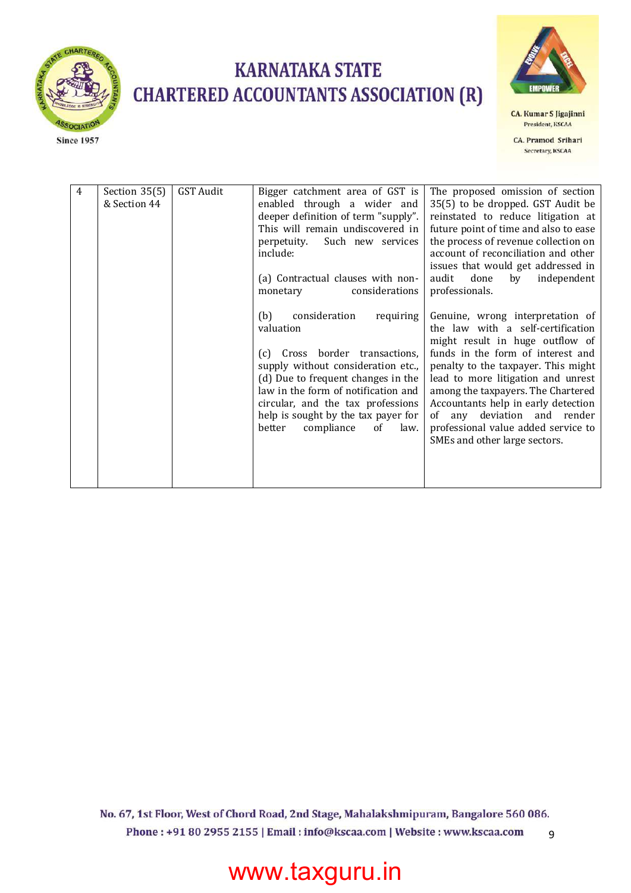| | | | | |
|---|---|---|---|---|
| 4 | Section 35(5) & Section 44 | GST Audit | Bigger catchment area of GST is enabled through a wider and deeper definition of term "supply". This will remain undiscovered in perpetuity. Such new services include:<br><br>(a) Contractual clauses with non-monetary considerations<br><br>(b) consideration requiring valuation<br><br>(c) Cross border transactions, supply without consideration etc.,<br>(d) Due to frequent changes in the law in the form of notification and circular, and the tax professions help is sought by the tax payer for better compliance of law. | The proposed omission of section 35(5) to be dropped. GST Audit be reinstated to reduce litigation at future point of time and also to ease the process of revenue collection on account of reconciliation and other issues that would get addressed in audit done by independent professionals.<br><br>Genuine, wrong interpretation of the law with a self-certification might result in huge outflow of funds in the form of interest and penalty to the taxpayer. This might lead to more litigation and unrest among the taxpayers. The Chartered Accountants help in early detection of any deviation and render professional value added service to SMEs and other large sectors. |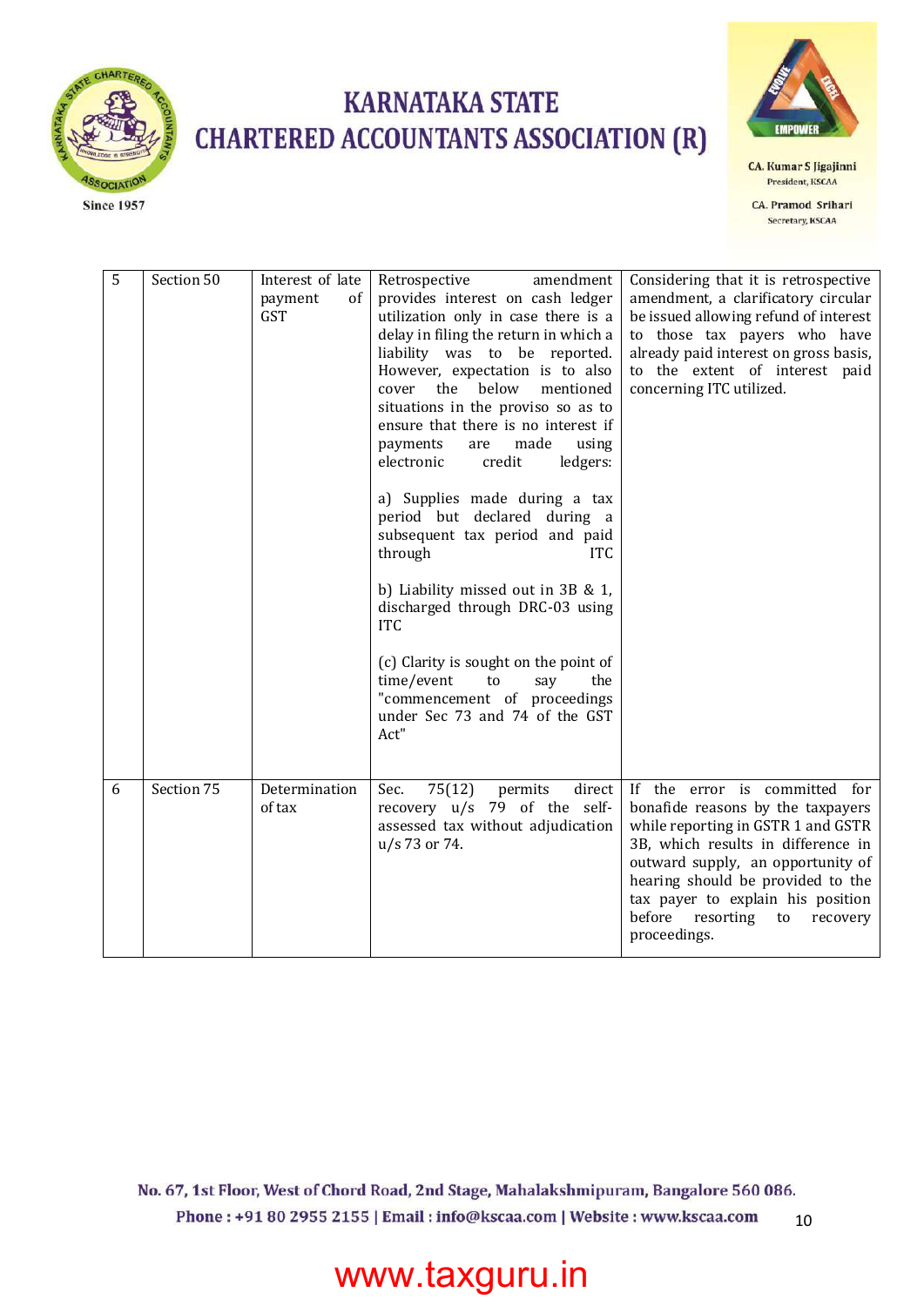| | | | | |
|---|---|---|---|---|
| 5 | Section 50 | Interest of late payment of GST | Retrospective amendment provides interest on cash ledger utilization only in case there is a delay in filing the return in which a liability was to be reported. However, expectation is to also cover the below mentioned situations in the proviso so as to ensure that there is no interest if payments are made using electronic credit ledgers:<br><br>a) Supplies made during a tax period but declared during a subsequent tax period and paid through ITC<br><br>b) Liability missed out in 3B & 1, discharged through DRC-03 using ITC<br><br>(c) Clarity is sought on the point of time/event to say the "commencement of proceedings under Sec 73 and 74 of the GST Act" | Considering that it is retrospective amendment, a clarificatory circular be issued allowing refund of interest to those tax payers who have already paid interest on gross basis, to the extent of interest paid concerning ITC utilized. |
| 6 | Section 75 | Determination of tax | Sec. 75(12) permits direct recovery u/s 79 of the self-assessed tax without adjudication u/s 73 or 74. | If the error is committed for bonafide reasons by the taxpayers while reporting in GSTR 1 and GSTR 3B, which results in difference in outward supply, an opportunity of hearing should be provided to the tax payer to explain his position before resorting to recovery proceedings. |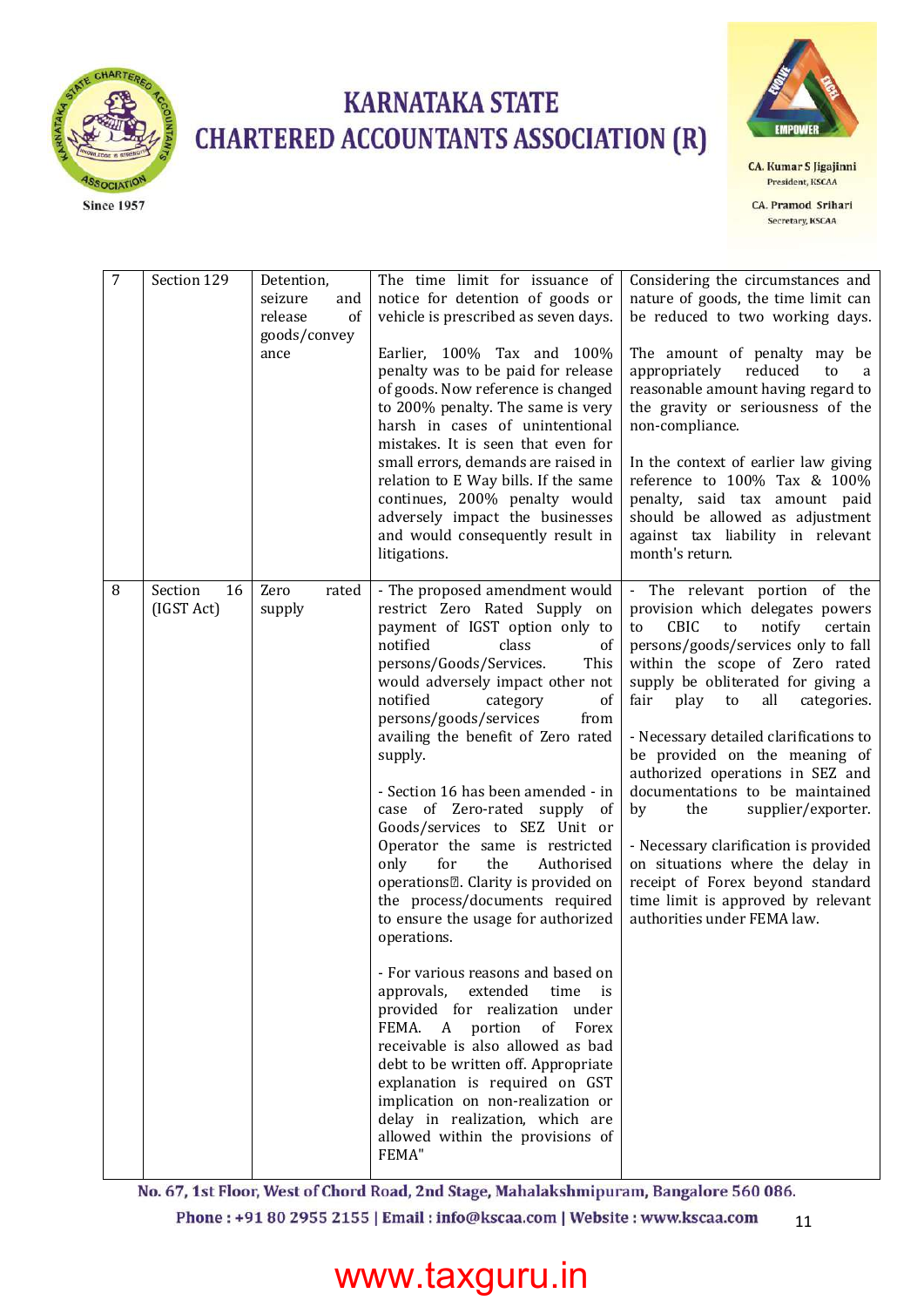| | | | | |
|---|---|---|---|---|
| 7 | Section 129 | Detention, seizure and release of goods/conveyance | The time limit for issuance of notice for detention of goods or vehicle is prescribed as seven days.<br><br>Earlier, 100% Tax and 100% penalty was to be paid for release of goods. Now reference is changed to 200% penalty. The same is very harsh in cases of unintentional mistakes. It is seen that even for small errors, demands are raised in relation to E Way bills. If the same continues, 200% penalty would adversely impact the businesses and would consequently result in litigations. | Considering the circumstances and nature of goods, the time limit can be reduced to two working days.<br><br>The amount of penalty may be appropriately reduced to a reasonable amount having regard to the gravity or seriousness of the non-compliance.<br><br>In the context of earlier law giving reference to 100% Tax & 100% penalty, said tax amount paid should be allowed as adjustment against tax liability in relevant month's return. |
| 8 | Section 16 (IGST Act) | Zero rated supply | - The proposed amendment would restrict Zero Rated Supply on payment of IGST option only to notified class of persons/Goods/Services. This would adversely impact other not notified category of persons/goods/services from availing the benefit of Zero rated supply.<br><br>- Section 16 has been amended - in case of Zero-rated supply of Goods/services to SEZ Unit or Operator the same is restricted only for the Authorised operations. Clarity is provided on the process/documents required to ensure the usage for authorized operations.<br><br>- For various reasons and based on approvals, extended time is provided for realization under FEMA. A portion of Forex receivable is also allowed as bad debt to be written off. Appropriate explanation is required on GST implication on non-realization or delay in realization, which are allowed within the provisions of FEMA" | - The relevant portion of the provision which delegates powers to CBIC to notify certain persons/goods/services only to fall within the scope of Zero rated supply be obliterated for giving a fair play to all categories.<br><br>- Necessary detailed clarifications to be provided on the meaning of authorized operations in SEZ and documentations to be maintained by the supplier/exporter.<br><br>- Necessary clarification is provided on situations where the delay in receipt of Forex beyond standard time limit is approved by relevant authorities under FEMA law. |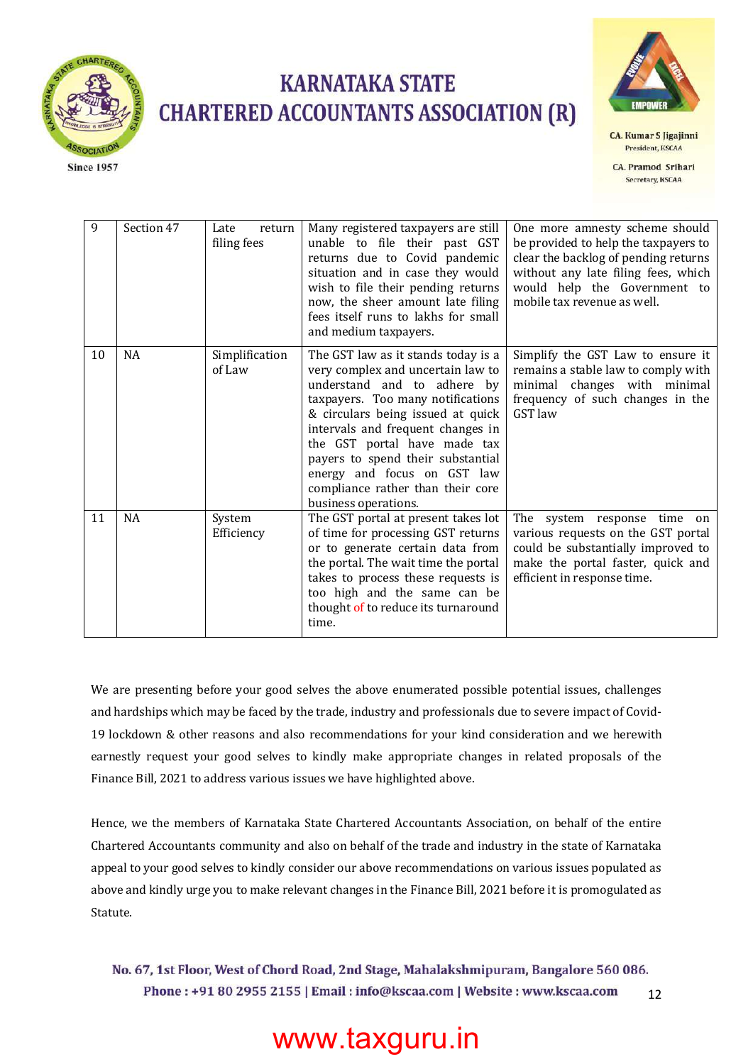| | | | | |
|---|---|---|---|---|
| 9 | Section 47 | Late return filing fees | Many registered taxpayers are still unable to file their past GST returns due to Covid pandemic situation and in case they would wish to file their pending returns now, the sheer amount late filing fees itself runs to lakhs for small and medium taxpayers. | One more amnesty scheme should be provided to help the taxpayers to clear the backlog of pending returns without any late filing fees, which would help the Government to mobile tax revenue as well. |
| 10 | NA | Simplification of Law | The GST law as it stands today is a very complex and uncertain law to understand and to adhere by taxpayers. Too many notifications & circulars being issued at quick intervals and frequent changes in the GST portal have made tax payers to spend their substantial energy and focus on GST law compliance rather than their core business operations. | Simplify the GST Law to ensure it remains a stable law to comply with minimal changes with minimal frequency of such changes in the GST law |
| 11 | NA | System Efficiency | The GST portal at present takes lot of time for processing GST returns or to generate certain data from the portal. The wait time the portal takes to process these requests is too high and the same can be thought of to reduce its turnaround time. | The system response time on various requests on the GST portal could be substantially improved to make the portal faster, quick and efficient in response time. |

We are presenting before your good selves the above enumerated possible potential issues, challenges and hardships which may be faced by the trade, industry and professionals due to severe impact of Covid-19 lockdown & other reasons and also recommendations for your kind consideration and we herewith earnestly request your good selves to kindly make appropriate changes in related proposals of the Finance Bill, 2021 to address various issues we have highlighted above.

Hence, we the members of Karnataka State Chartered Accountants Association, on behalf of the entire Chartered Accountants community and also on behalf of the trade and industry in the state of Karnataka appeal to your good selves to kindly consider our above recommendations on various issues populated as above and kindly urge you to make relevant changes in the Finance Bill, 2021 before it is promogulated as Statute.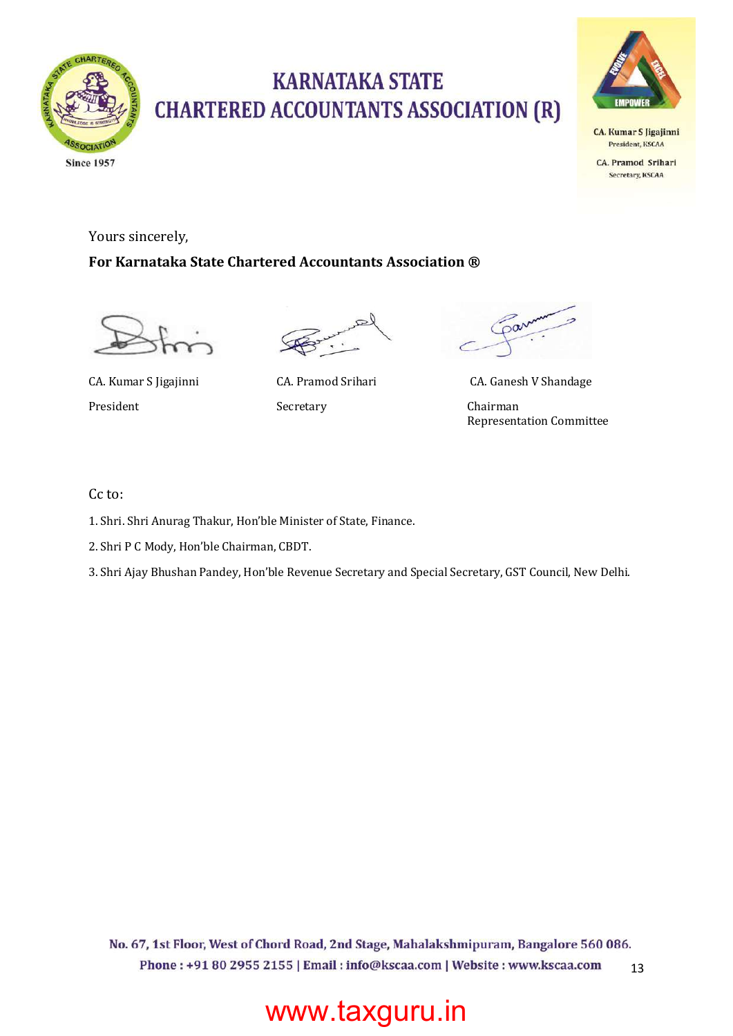Yours sincerely,

**For Karnataka State Chartered Accountants Association ®**

| | | |
|---|---|---|
| CA. Kumar S Jigajinni | CA. Pramod Srihari | CA. Ganesh V Shandage |
| President | Secretary | Chairman<br>Representation Committee |

Cc to:

1. Shri. Shri Anurag Thakur, Hon'ble Minister of State, Finance.
2. Shri P C Mody, Hon'ble Chairman, CBDT.
3. Shri Ajay Bhushan Pandey, Hon'ble Revenue Secretary and Special Secretary, GST Council, New Delhi.